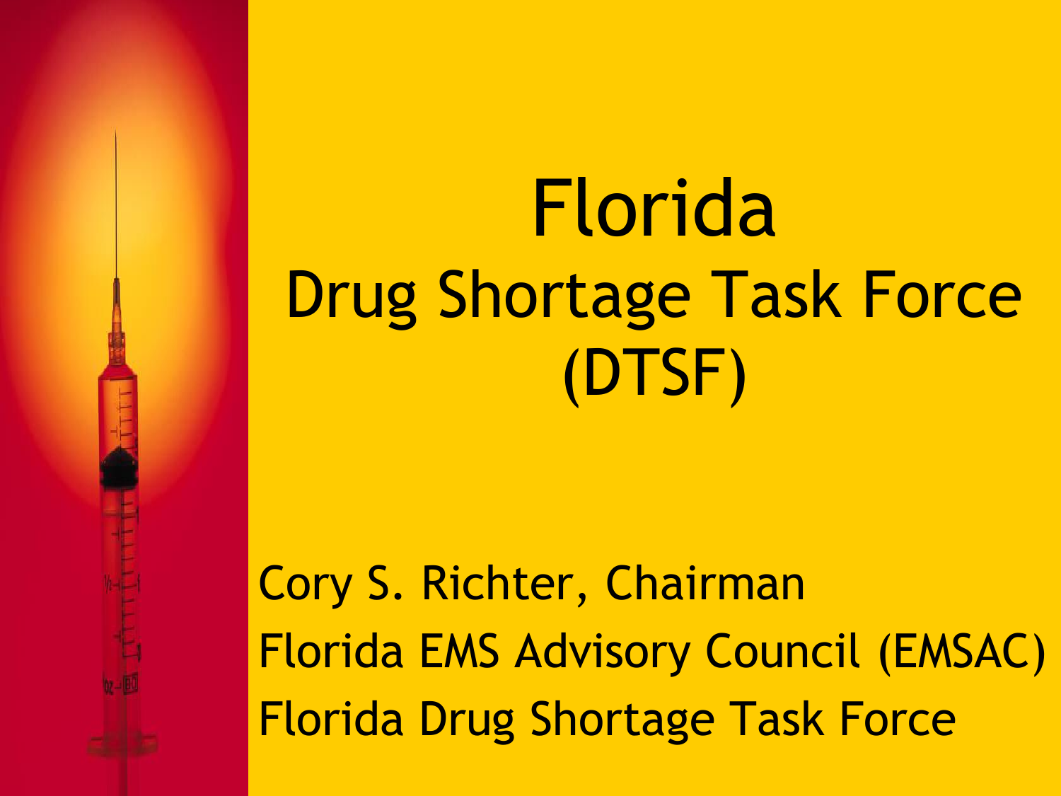# Florida
## Drug Shortage Task Force (DTSF)

Cory S. Richter, Chairman
Florida EMS Advisory Council (EMSAC)
Florida Drug Shortage Task Force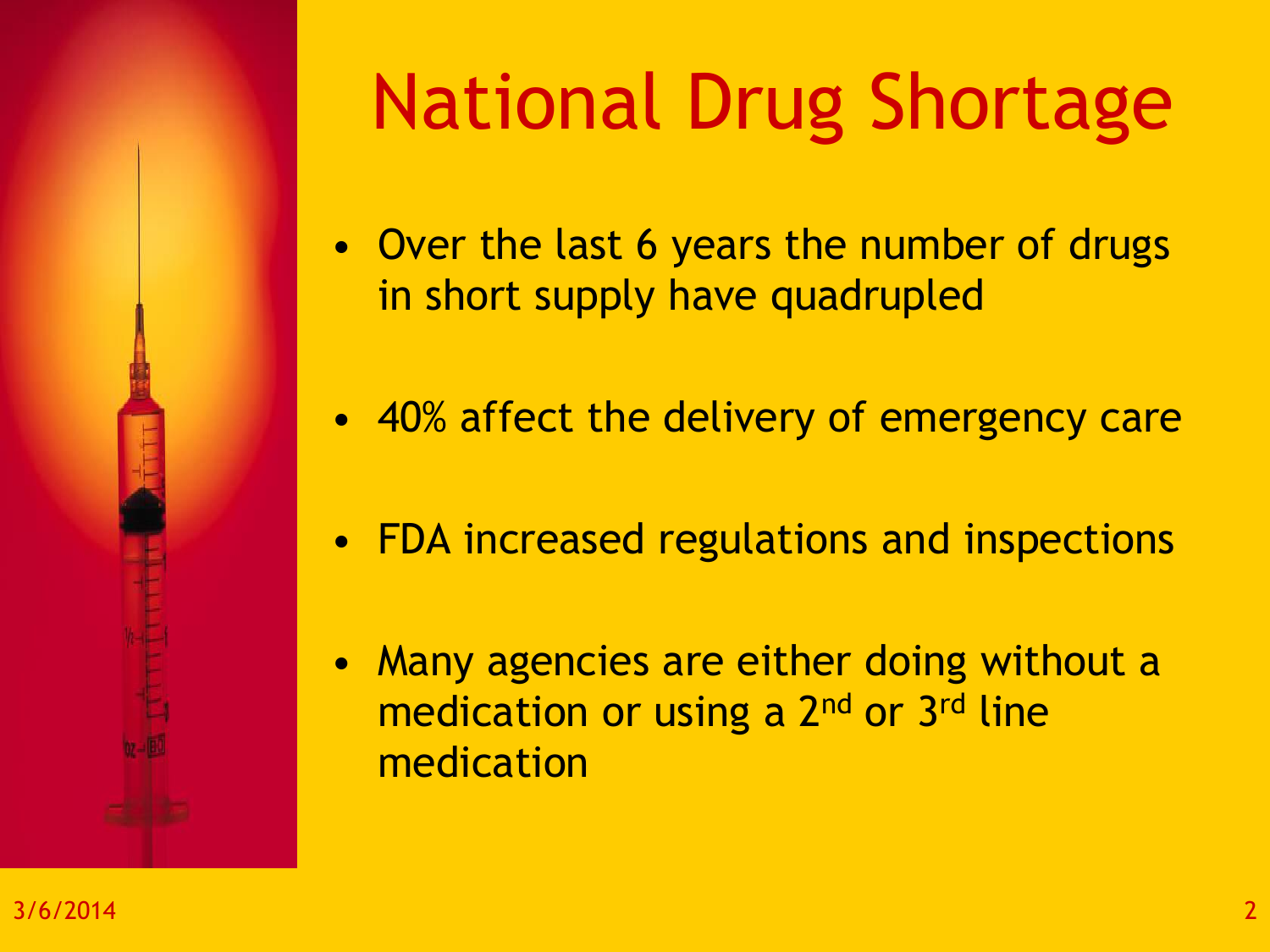# National Drug Shortage

- Over the last 6 years the number of drugs in short supply have quadrupled
- 40% affect the delivery of emergency care
- FDA increased regulations and inspections
- Many agencies are either doing without a medication or using a 2nd or 3rd line medication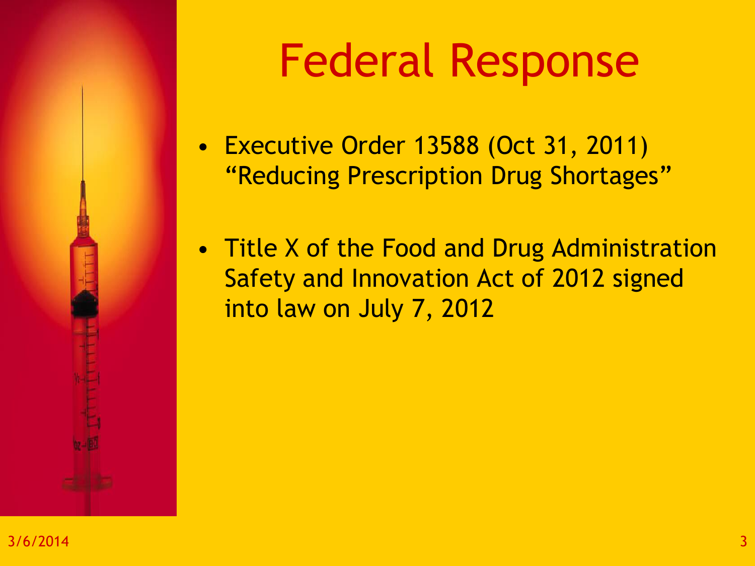# Federal Response

- Executive Order 13588 (Oct 31, 2011) "Reducing Prescription Drug Shortages"
- Title X of the Food and Drug Administration Safety and Innovation Act of 2012 signed into law on July 7, 2012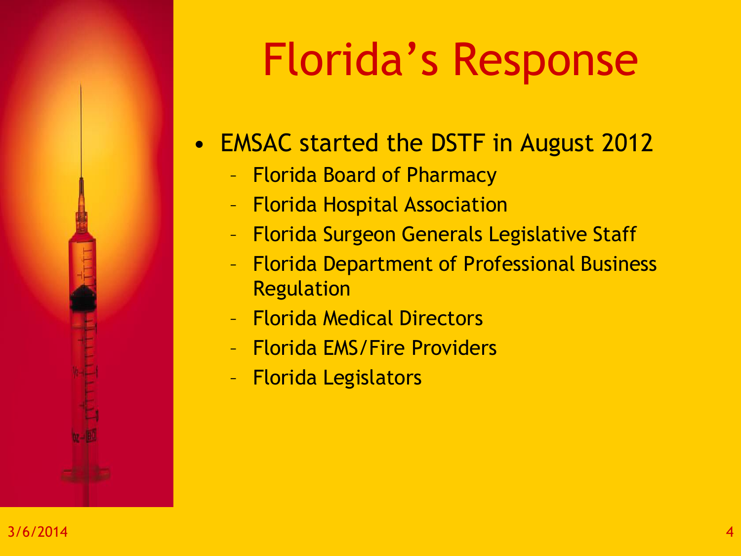# Florida's Response

- EMSAC started the DSTF in August 2012
  - Florida Board of Pharmacy
  - Florida Hospital Association
  - Florida Surgeon Generals Legislative Staff
  - Florida Department of Professional Business Regulation
  - Florida Medical Directors
  - Florida EMS/Fire Providers
  - Florida Legislators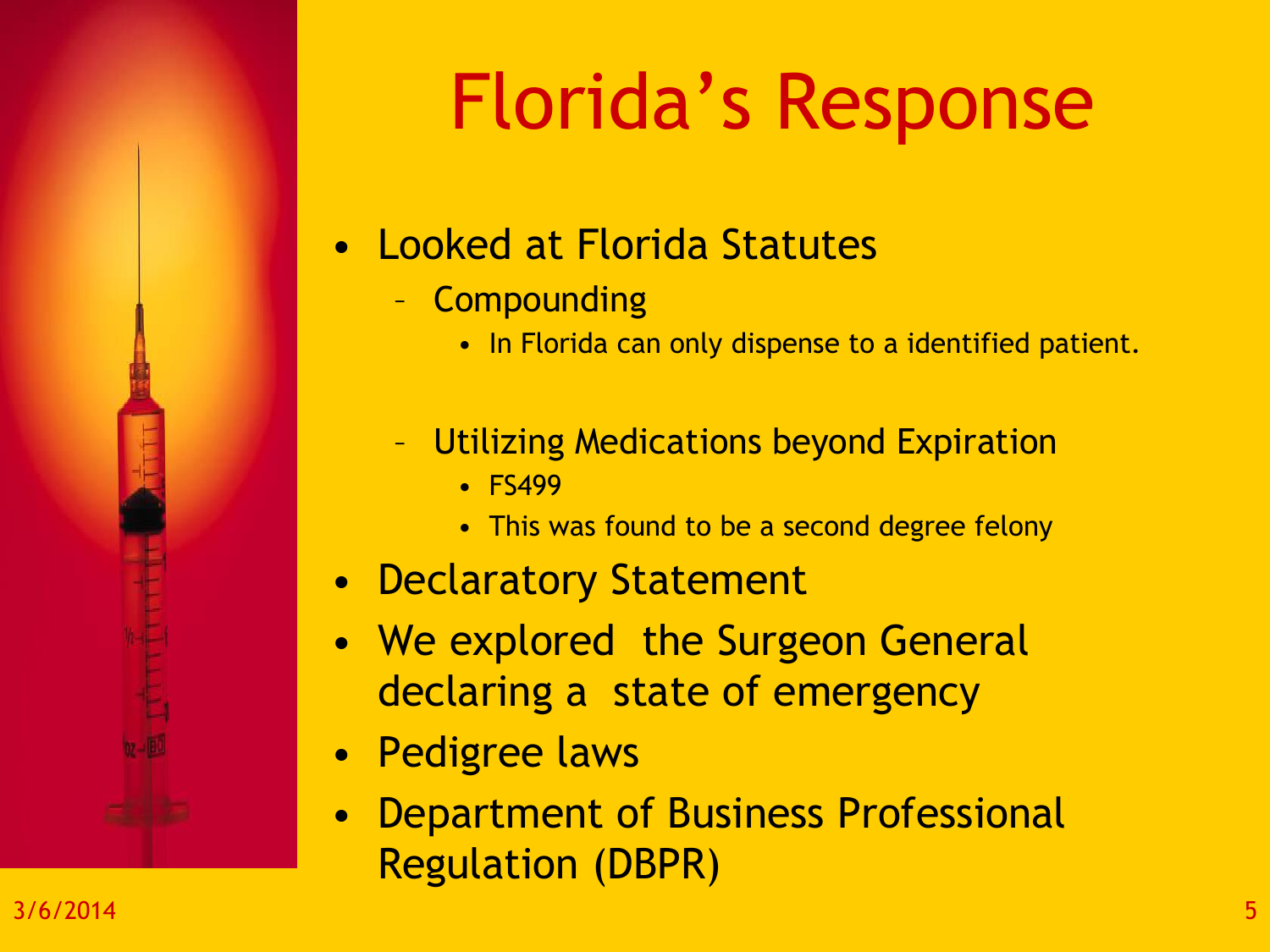# Florida's Response

- Looked at Florida Statutes
  - Compounding
    - In Florida can only dispense to a identified patient.
  - Utilizing Medications beyond Expiration
    - FS499
    - This was found to be a second degree felony
- Declaratory Statement
- We explored the Surgeon General declaring a state of emergency
- Pedigree laws
- Department of Business Professional Regulation (DBPR)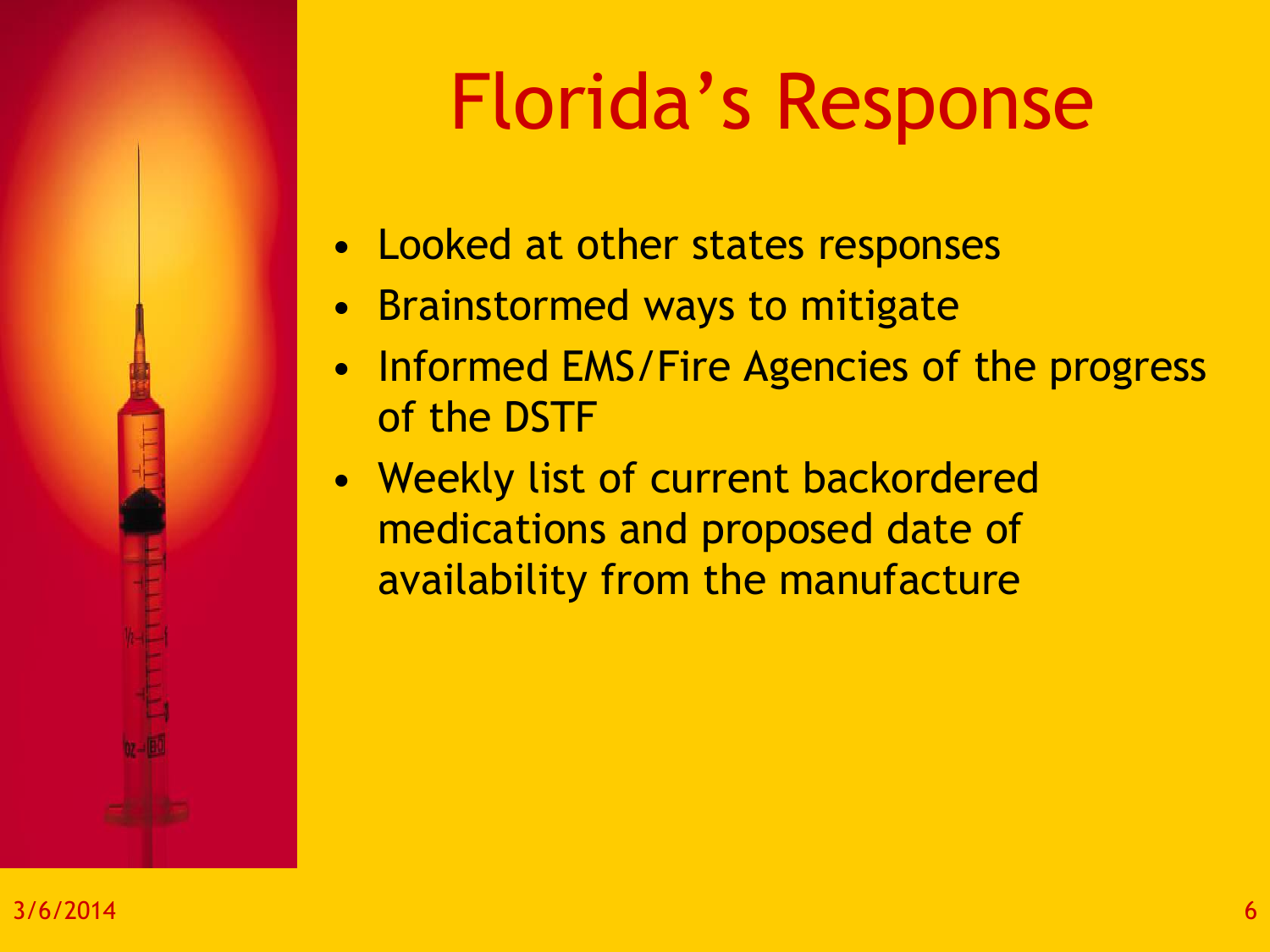# Florida's Response

- Looked at other states responses
- Brainstormed ways to mitigate
- Informed EMS/Fire Agencies of the progress of the DSTF
- Weekly list of current backordered medications and proposed date of availability from the manufacture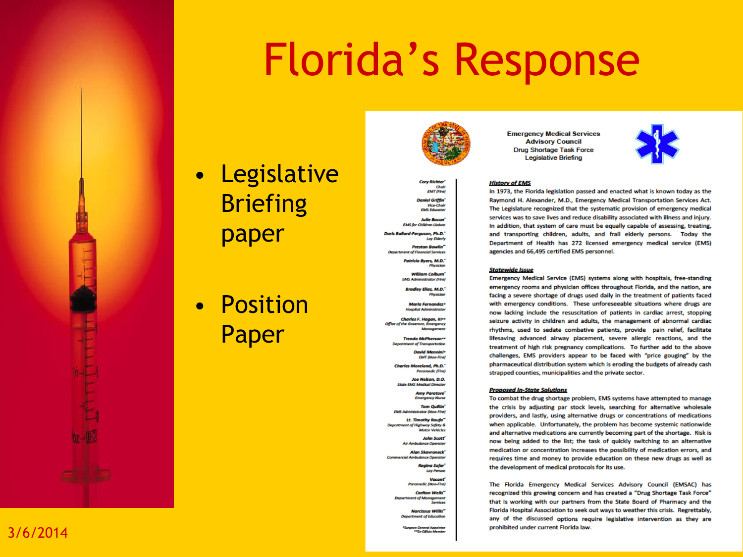# Florida's Response

- Legislative Briefing paper
- Position Paper

Emergency Medical Services Advisory Council
Drug Shortage Task Force
Legislative Briefing

*Cory Richter** Chair EMT (Fire)
*Daniel Griffin** Vice-Chair EMS Educator
*Julie Bacon** EMS for Children Liaison
*Doris Ballard-Ferguson, Ph.D.** Lay Elderly
*Preston Bowlin*** Department of Financial Services
*Patricia Byers, M.D.** Physician
*William Colburn** EMS Administrator (Fire)
*Bradley Elias, M.D.** Physician
*Maria Fernandez** Hospital Administrator
*Charles F. Hagan, III*** Office of the Governor, Emergency Management
*Trenda McPherson*** Department of Transportation
*David Mennini** EMT (Non-Fire)
*Charles Moreland, Ph.D.** Paramedic (Fire)
*Joe Nelson, D.O.* State EMS Medical Director
*Amy Paratore** Emergency Nurse
*Tom Quillin** EMS Administrator (Non-Fire)
*Lt. Timothy Roufa*** Department of Highway Safety & Motor Vehicles
*John Scott** Air Ambulance Operator
*Alan Skavroneck** Commercial Ambulance Operator
*Regina Sofer** Lay Person
*Vacant** Paramedic (Non-Fire)
*Carlton Wells*** Department of Management Services
*Narcissus Willis*** Department of Education

*Surgeon General Appointee
**Ex-Officio Member

**History of EMS**

In 1973, the Florida legislation passed and enacted what is known today as the Raymond H. Alexander, M.D., Emergency Medical Transportation Services Act. The Legislature recognized that the systematic provision of emergency medical services was to save lives and reduce disability associated with illness and injury. In addition, that system of care must be equally capable of assessing, treating, and transporting children, adults, and frail elderly persons. Today the Department of Health has 272 licensed emergency medical service (EMS) agencies and 66,495 certified EMS personnel.

**Statewide Issue**

Emergency Medical Service (EMS) systems along with hospitals, free-standing emergency rooms and physician offices throughout Florida, and the nation, are facing a severe shortage of drugs used daily in the treatment of patients faced with emergency conditions. These unforeseeable situations where drugs are now lacking include the resuscitation of patients in cardiac arrest, stopping seizure activity in children and adults, the management of abnormal cardiac rhythms, used to sedate combative patients, provide pain relief, facilitate lifesaving advanced airway placement, severe allergic reactions, and the treatment of high risk pregnancy complications. To further add to the above challenges, EMS providers appear to be faced with "price gouging" by the pharmaceutical distribution system which is eroding the budgets of already cash strapped counties, municipalities and the private sector.

**Proposed In-State Solutions**

To combat the drug shortage problem, EMS systems have attempted to manage the crisis by adjusting par stock levels, searching for alternative wholesale providers, and lastly, using alternative drugs or concentrations of medications when applicable. Unfortunately, the problem has become systemic nationwide and alternative medications are currently becoming part of the shortage. Risk is now being added to the list; the task of quickly switching to an alternative medication or concentration increases the possibility of medication errors, and requires time and money to provide education on these new drugs as well as the development of medical protocols for its use.

The Florida Emergency Medical Services Advisory Council (EMSAC) has recognized this growing concern and has created a "Drug Shortage Task Force" that is working with our partners from the State Board of Pharmacy and the Florida Hospital Association to seek out ways to weather this crisis. Regrettably, any of the discussed options require legislative intervention as they are prohibited under current Florida law.

3/6/2014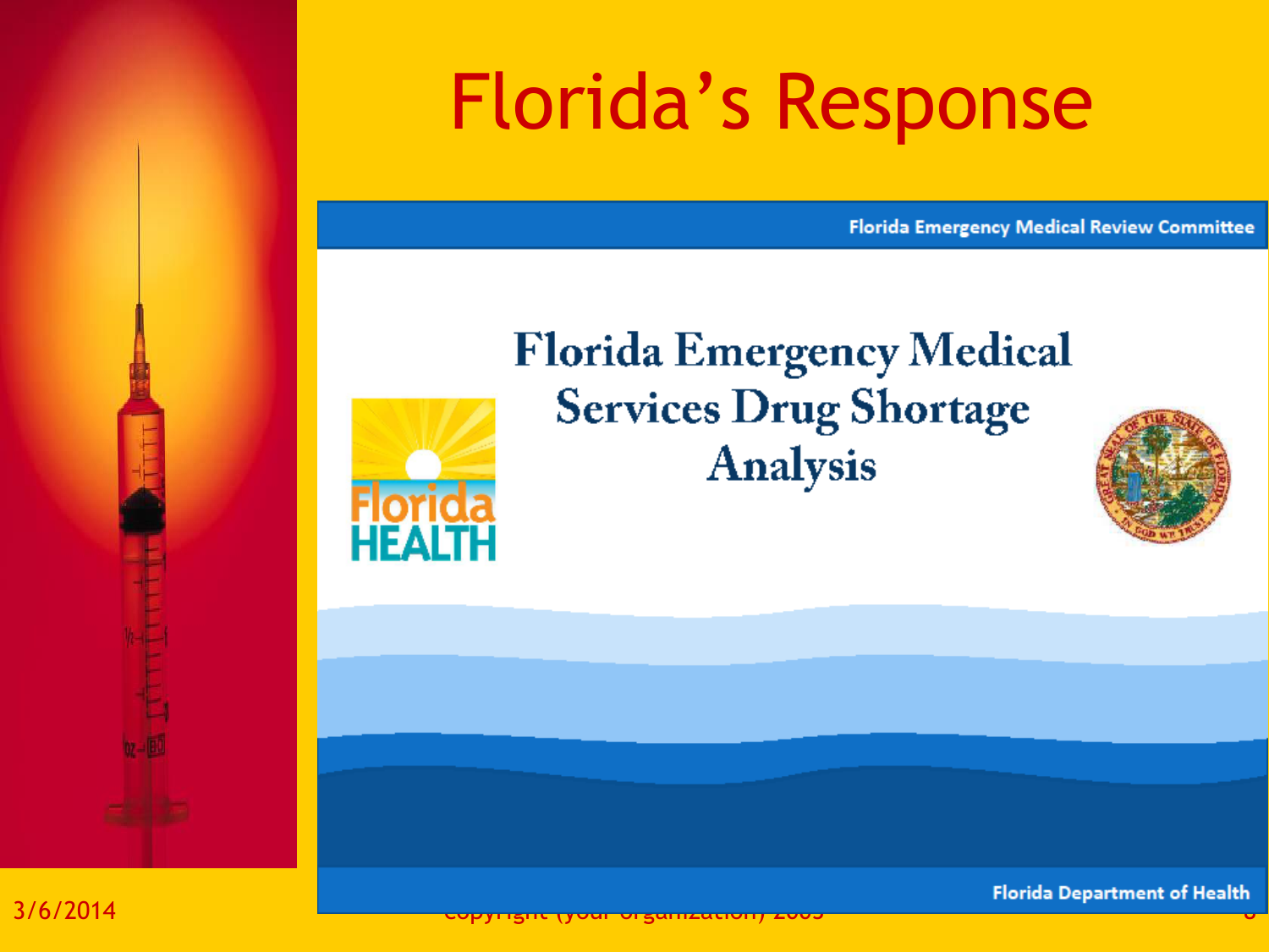# Florida's Response

Florida Emergency Medical Review Committee

## Florida Emergency Medical Services Drug Shortage Analysis

Florida Department of Health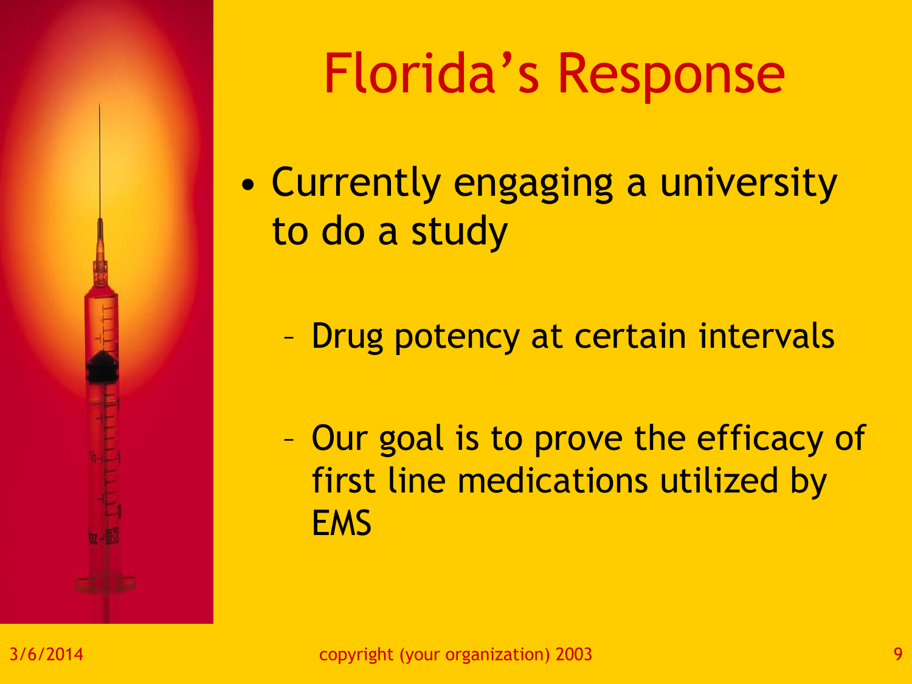# Florida's Response

- Currently engaging a university to do a study
  - Drug potency at certain intervals
  - Our goal is to prove the efficacy of first line medications utilized by EMS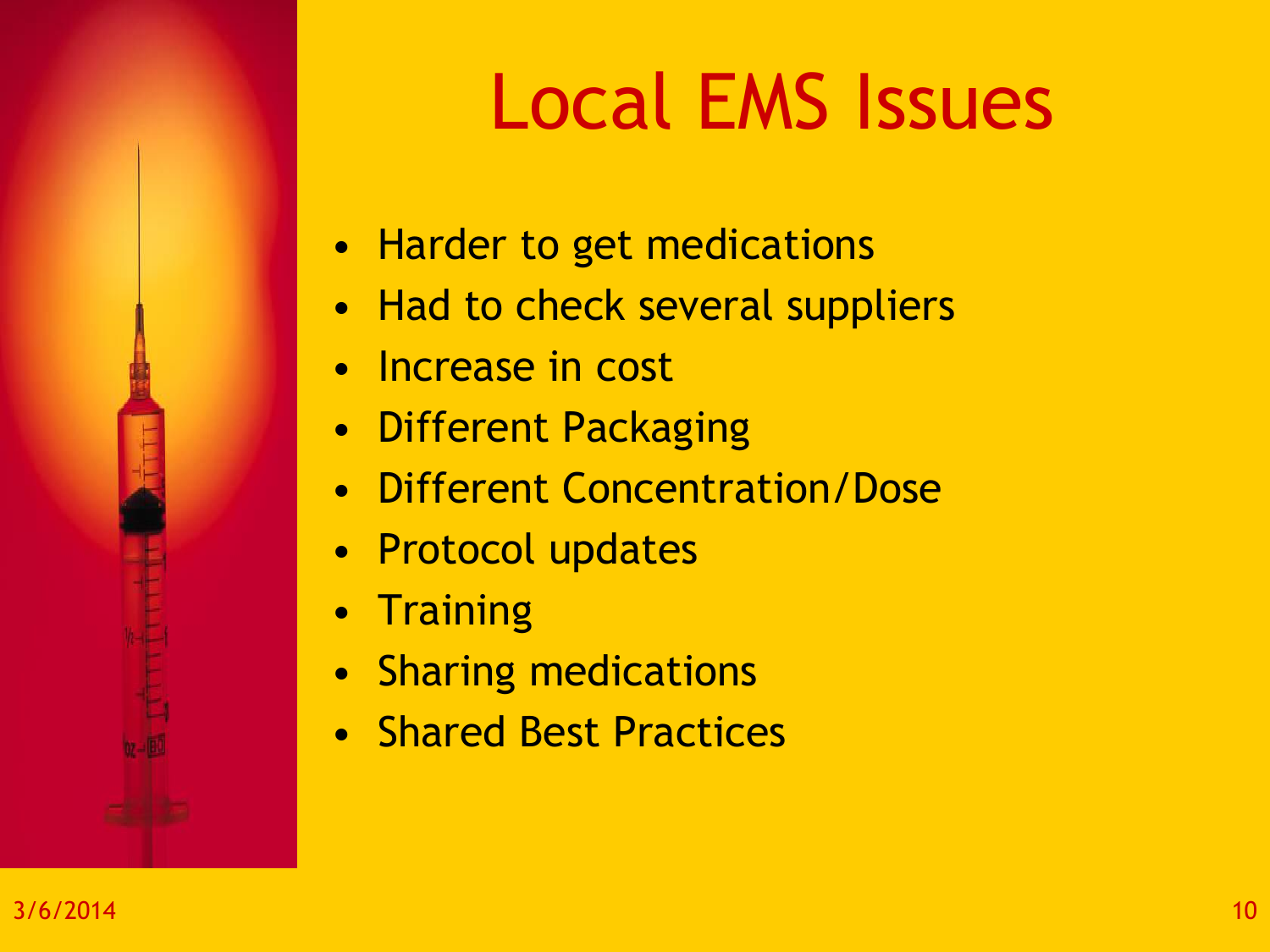# Local EMS Issues

- Harder to get medications
- Had to check several suppliers
- Increase in cost
- Different Packaging
- Different Concentration/Dose
- Protocol updates
- Training
- Sharing medications
- Shared Best Practices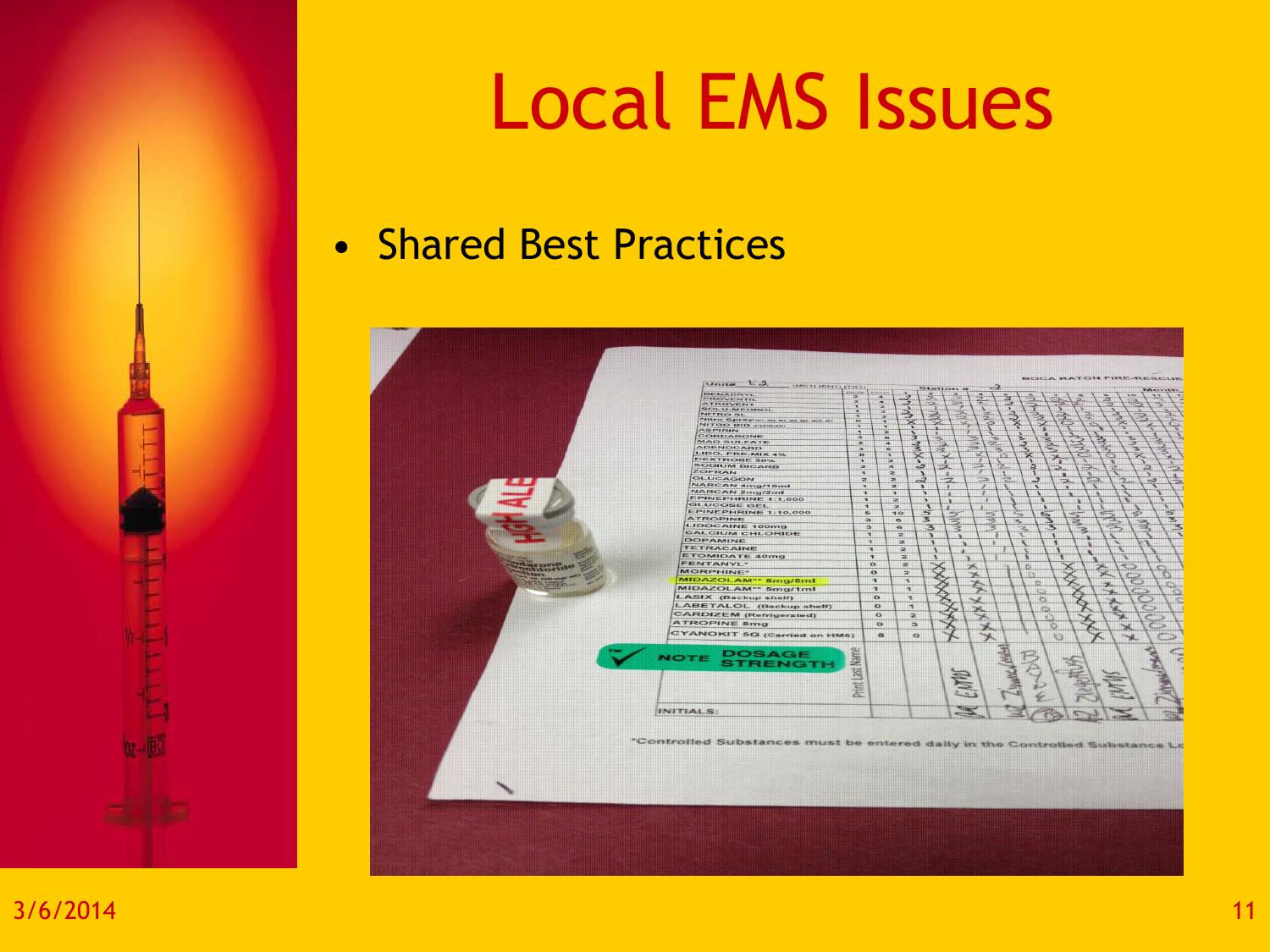# Local EMS Issues

- Shared Best Practices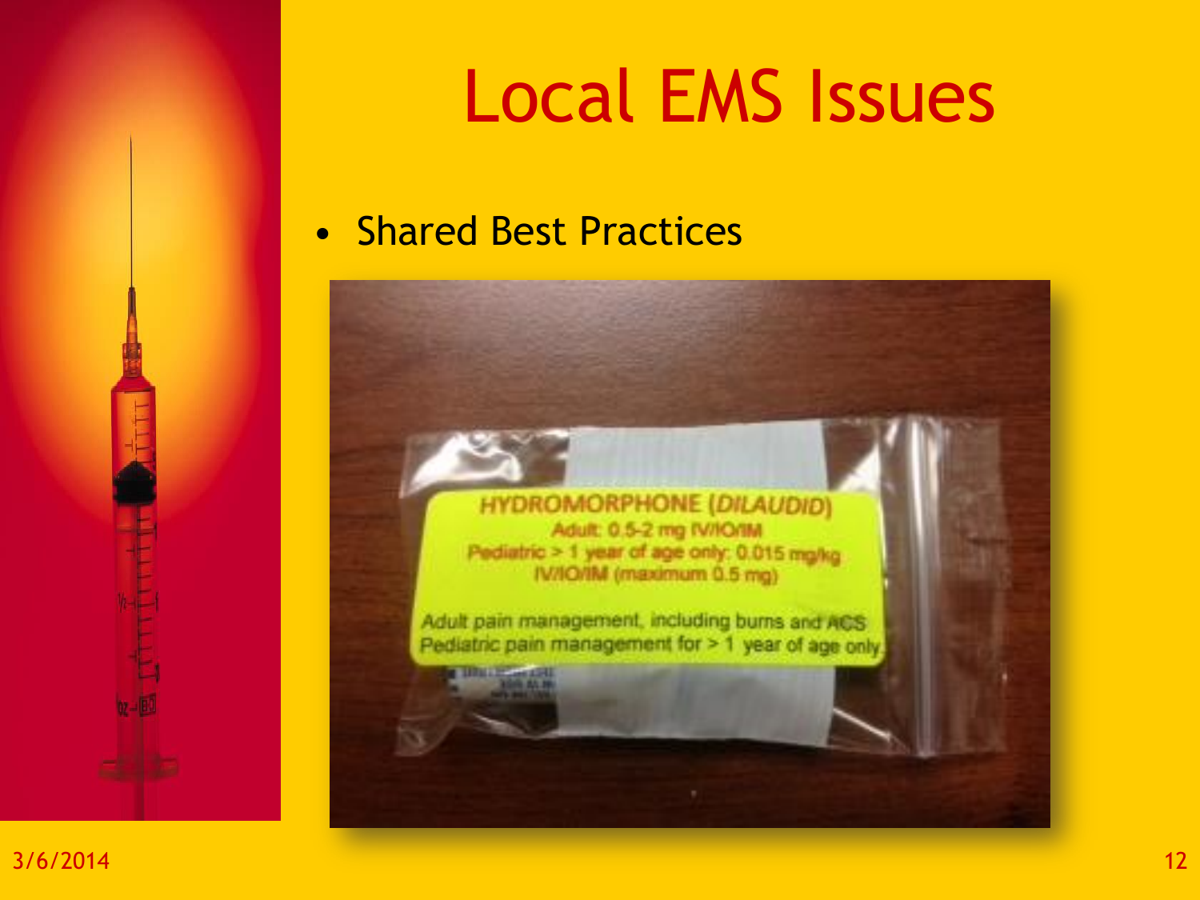# Local EMS Issues

- Shared Best Practices

HYDROMORPHONE (*DILAUDID*)
Adult: 0.5-2 mg IV/IO/IM
Pediatric > 1 year of age only: 0.015 mg/kg IV/IO/IM (maximum 0.5 mg)

*Adult pain management, including burns and ACS*
*Pediatric pain management for > 1 year of age only*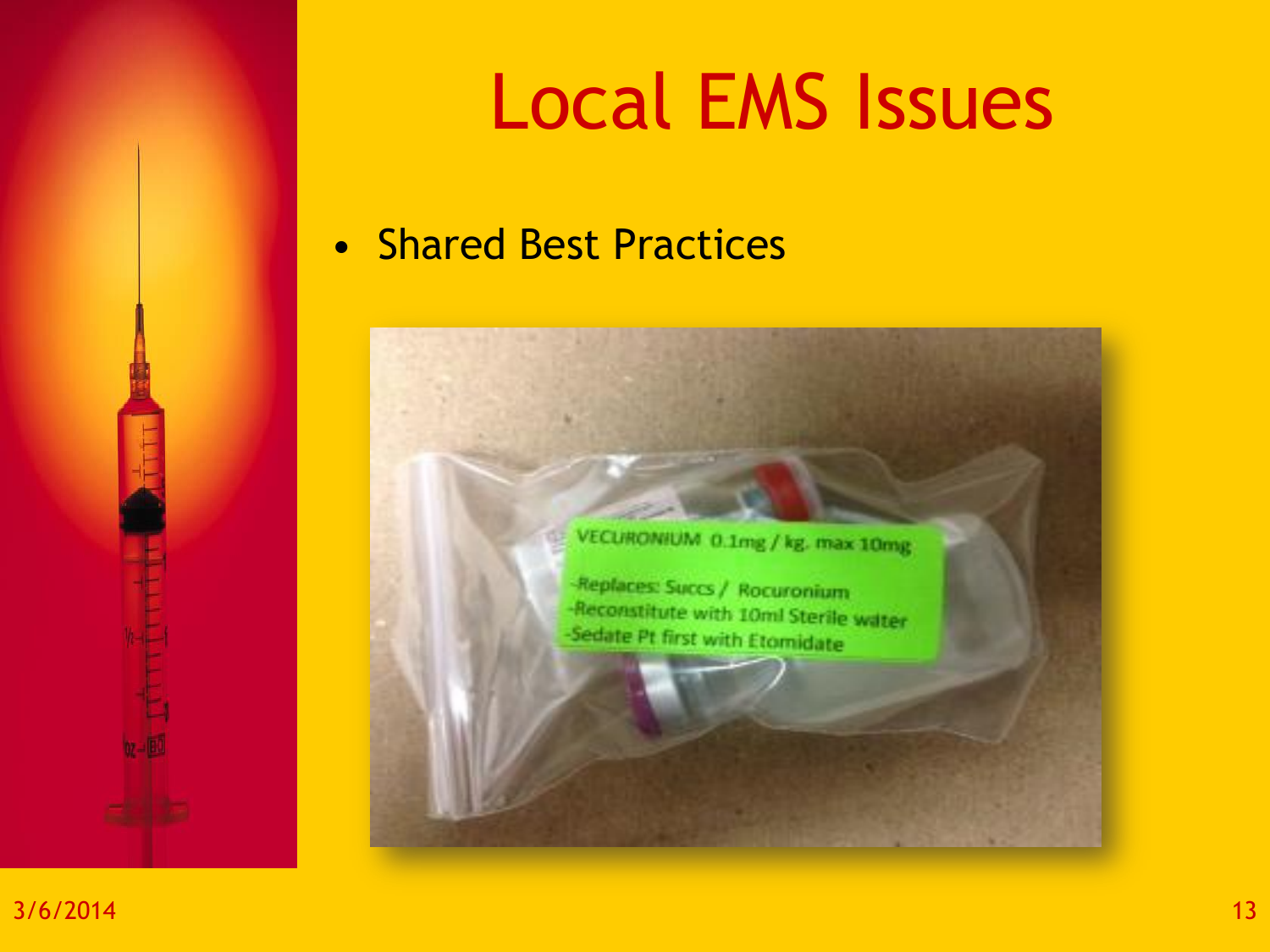# Local EMS Issues

- Shared Best Practices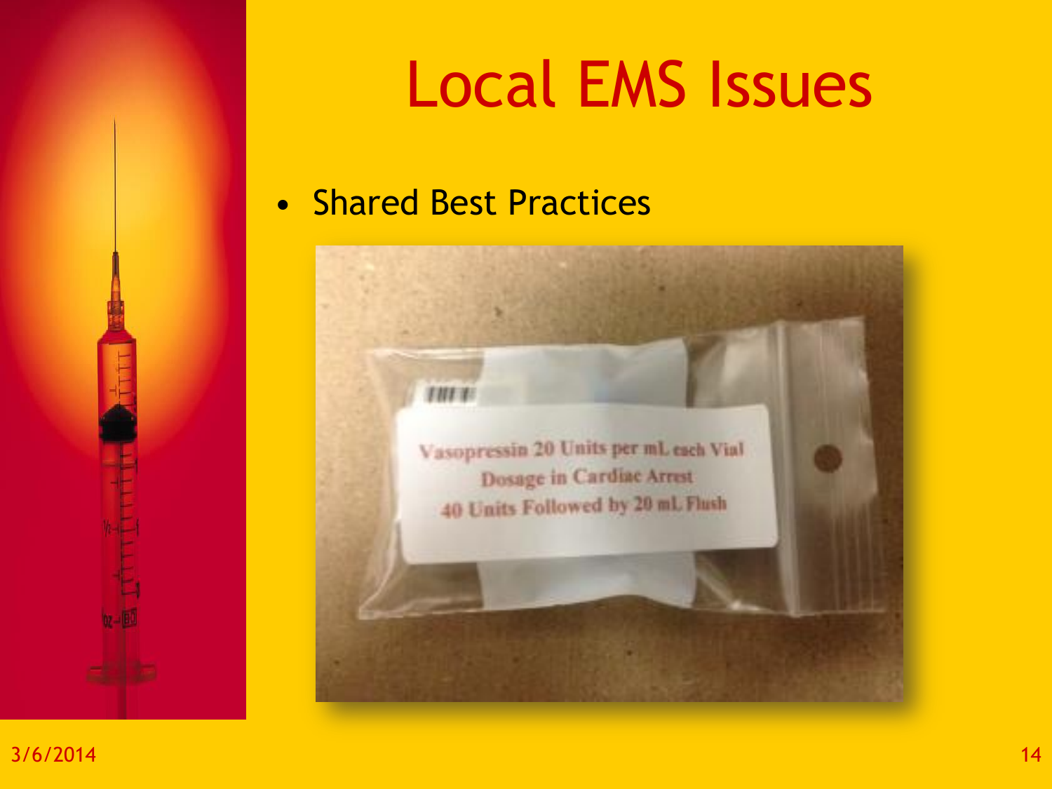# Local EMS Issues

- Shared Best Practices

Vasopressin 20 Units per mL each Vial
Dosage in Cardiac Arrest
40 Units Followed by 20 mL Flush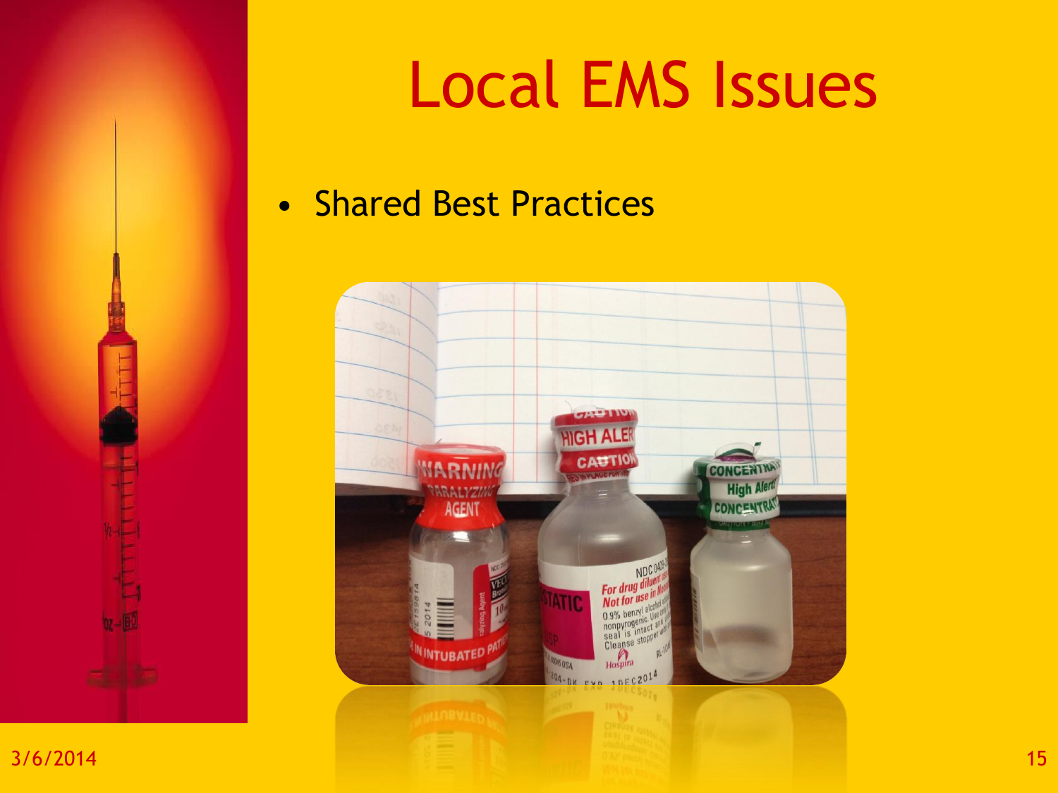# Local EMS Issues

- Shared Best Practices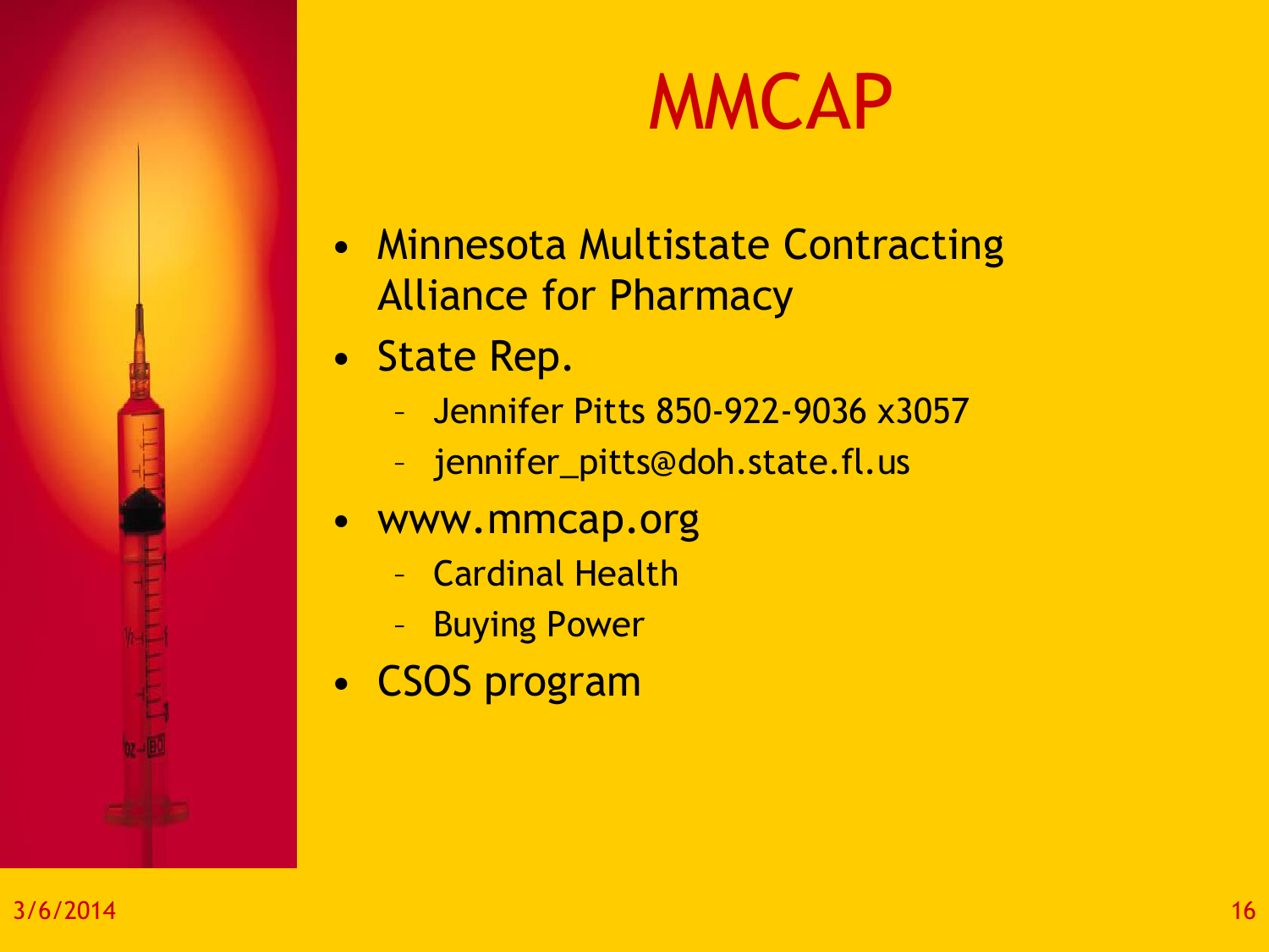# MMCAP

- Minnesota Multistate Contracting Alliance for Pharmacy
- State Rep.
  - Jennifer Pitts 850-922-9036 x3057
  - jennifer_pitts@doh.state.fl.us
- www.mmcap.org
  - Cardinal Health
  - Buying Power
- CSOS program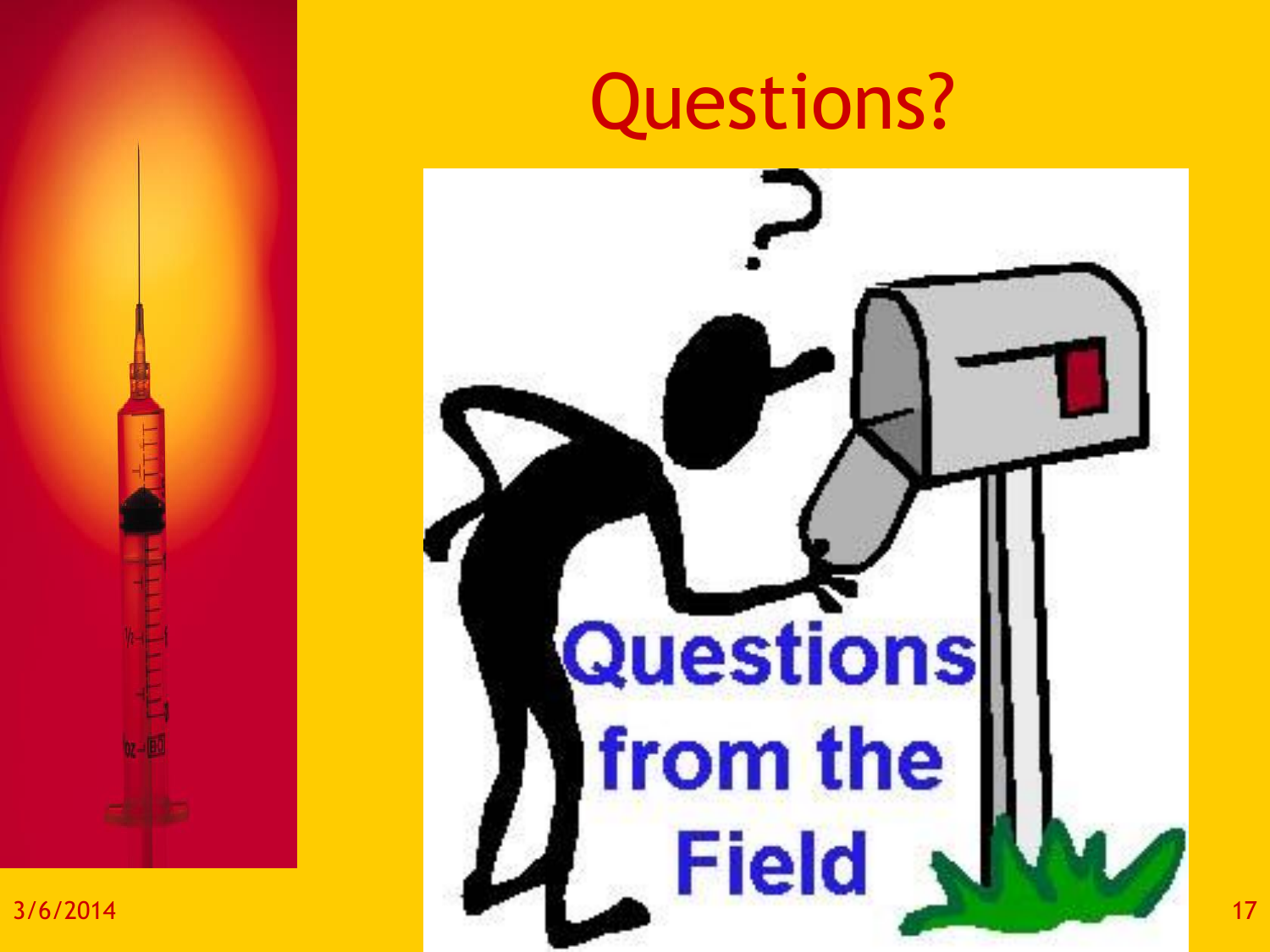# Questions?